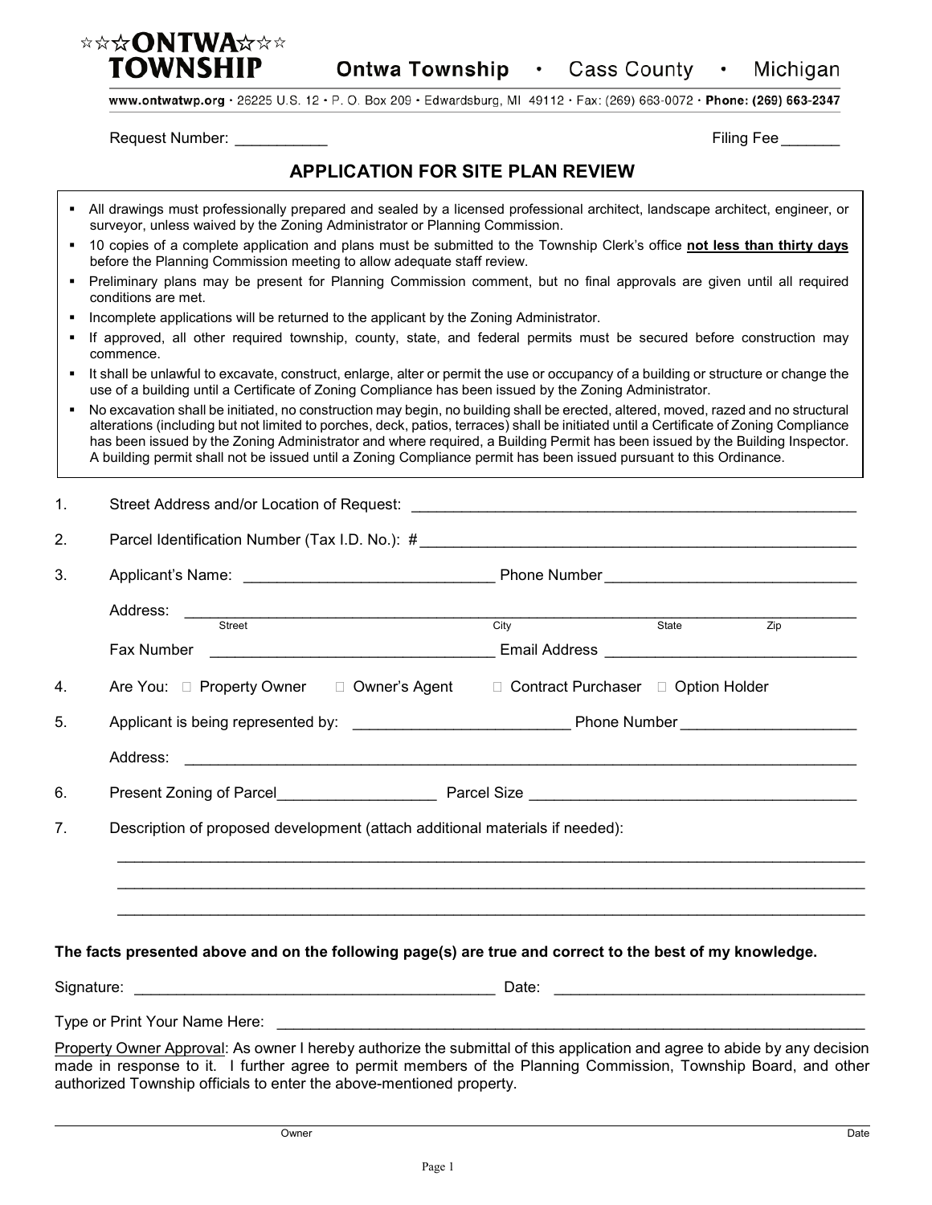**ONTWA TOWNSHIP**

**Ontwa Township • Cass County • Michigan**

www.ontwatwp.org • 26225 U.S. 12 • P. O. Box 209 • Edwardsburg, MI 49112 • Fax: (269) 663-0072 • **Phone: (269) 663-2347**

Request Number: ___________ Filing Fee _______

## APPLICATION FOR SITE PLAN REVIEW

- All drawings must professionally prepared and sealed by a licensed professional architect, landscape architect, engineer, or surveyor, unless waived by the Zoning Administrator or Planning Commission.
- 10 copies of a complete application and plans must be submitted to the Township Clerk's office **not less than thirty days** before the Planning Commission meeting to allow adequate staff review.
- Preliminary plans may be present for Planning Commission comment, but no final approvals are given until all required conditions are met.
- Incomplete applications will be returned to the applicant by the Zoning Administrator.
- If approved, all other required township, county, state, and federal permits must be secured before construction may commence.
- It shall be unlawful to excavate, construct, enlarge, alter or permit the use or occupancy of a building or structure or change the use of a building until a Certificate of Zoning Compliance has been issued by the Zoning Administrator.
- No excavation shall be initiated, no construction may begin, no building shall be erected, altered, moved, razed and no structural alterations (including but not limited to porches, deck, patios, terraces) shall be initiated until a Certificate of Zoning Compliance has been issued by the Zoning Administrator and where required, a Building Permit has been issued by the Building Inspector. A building permit shall not be issued until a Zoning Compliance permit has been issued pursuant to this Ordinance.

1. Street Address and/or Location of Request: ____________________________________________

2. Parcel Identification Number (Tax I.D. No.): # ____________________________________________

3. Applicant's Name: ______________________________ Phone Number ______________________________

   Address: ______________________________________________________________
   Street City State Zip

   Fax Number ______________________________ Email Address ______________________________

4. Are You: ☐ Property Owner ☐ Owner's Agent ☐ Contract Purchaser ☐ Option Holder

5. Applicant is being represented by: __________________________ Phone Number ____________________

   Address: ______________________________________________________________

6. Present Zoning of Parcel___________________ Parcel Size ______________________________

7. Description of proposed development (attach additional materials if needed):

   ______________________________________________________________

   ______________________________________________________________

   ______________________________________________________________

**The facts presented above and on the following page(s) are true and correct to the best of my knowledge.**

Signature: ____________________________________________ Date: ____________________________________

Type or Print Your Name Here: ______________________________________________________________

Property Owner Approval: As owner I hereby authorize the submittal of this application and agree to abide by any decision made in response to it. I further agree to permit members of the Planning Commission, Township Board, and other authorized Township officials to enter the above-mentioned property.

______________________________________________________________
Owner Date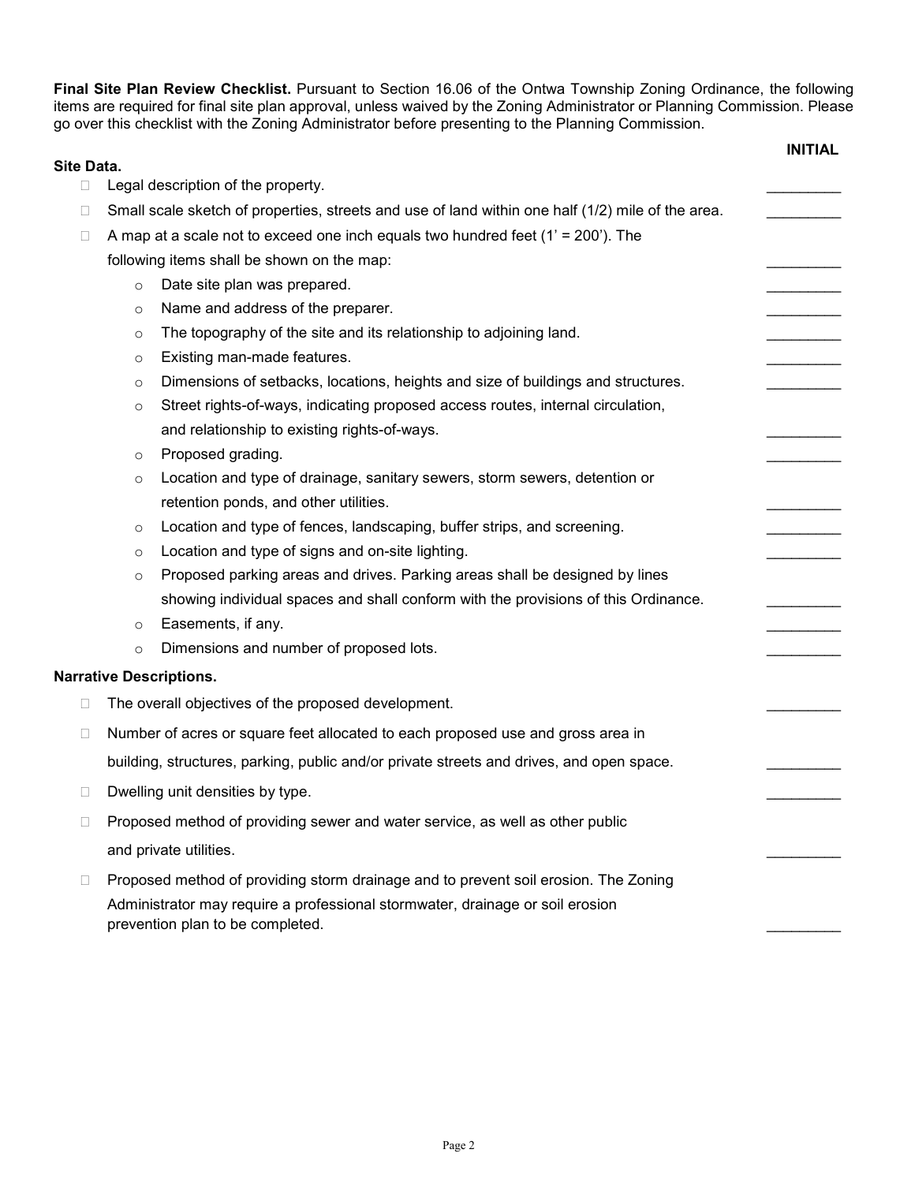**Final Site Plan Review Checklist.** Pursuant to Section 16.06 of the Ontwa Township Zoning Ordinance, the following items are required for final site plan approval, unless waived by the Zoning Administrator or Planning Commission. Please go over this checklist with the Zoning Administrator before presenting to the Planning Commission.

**INITIAL**

**Site Data.**

- Legal description of the property. _________
- Small scale sketch of properties, streets and use of land within one half (1/2) mile of the area. _________
- A map at a scale not to exceed one inch equals two hundred feet (1' = 200'). The following items shall be shown on the map: _________
  - Date site plan was prepared. _________
  - Name and address of the preparer. _________
  - The topography of the site and its relationship to adjoining land. _________
  - Existing man-made features. _________
  - Dimensions of setbacks, locations, heights and size of buildings and structures. _________
  - Street rights-of-ways, indicating proposed access routes, internal circulation, and relationship to existing rights-of-ways. _________
  - Proposed grading. _________
  - Location and type of drainage, sanitary sewers, storm sewers, detention or retention ponds, and other utilities. _________
  - Location and type of fences, landscaping, buffer strips, and screening. _________
  - Location and type of signs and on-site lighting. _________
  - Proposed parking areas and drives. Parking areas shall be designed by lines showing individual spaces and shall conform with the provisions of this Ordinance. _________
  - Easements, if any. _________
  - Dimensions and number of proposed lots. _________

**Narrative Descriptions.**

- The overall objectives of the proposed development. _________
- Number of acres or square feet allocated to each proposed use and gross area in building, structures, parking, public and/or private streets and drives, and open space. _________
- Dwelling unit densities by type. _________
- Proposed method of providing sewer and water service, as well as other public and private utilities. _________
- Proposed method of providing storm drainage and to prevent soil erosion. The Zoning Administrator may require a professional stormwater, drainage or soil erosion prevention plan to be completed. _________